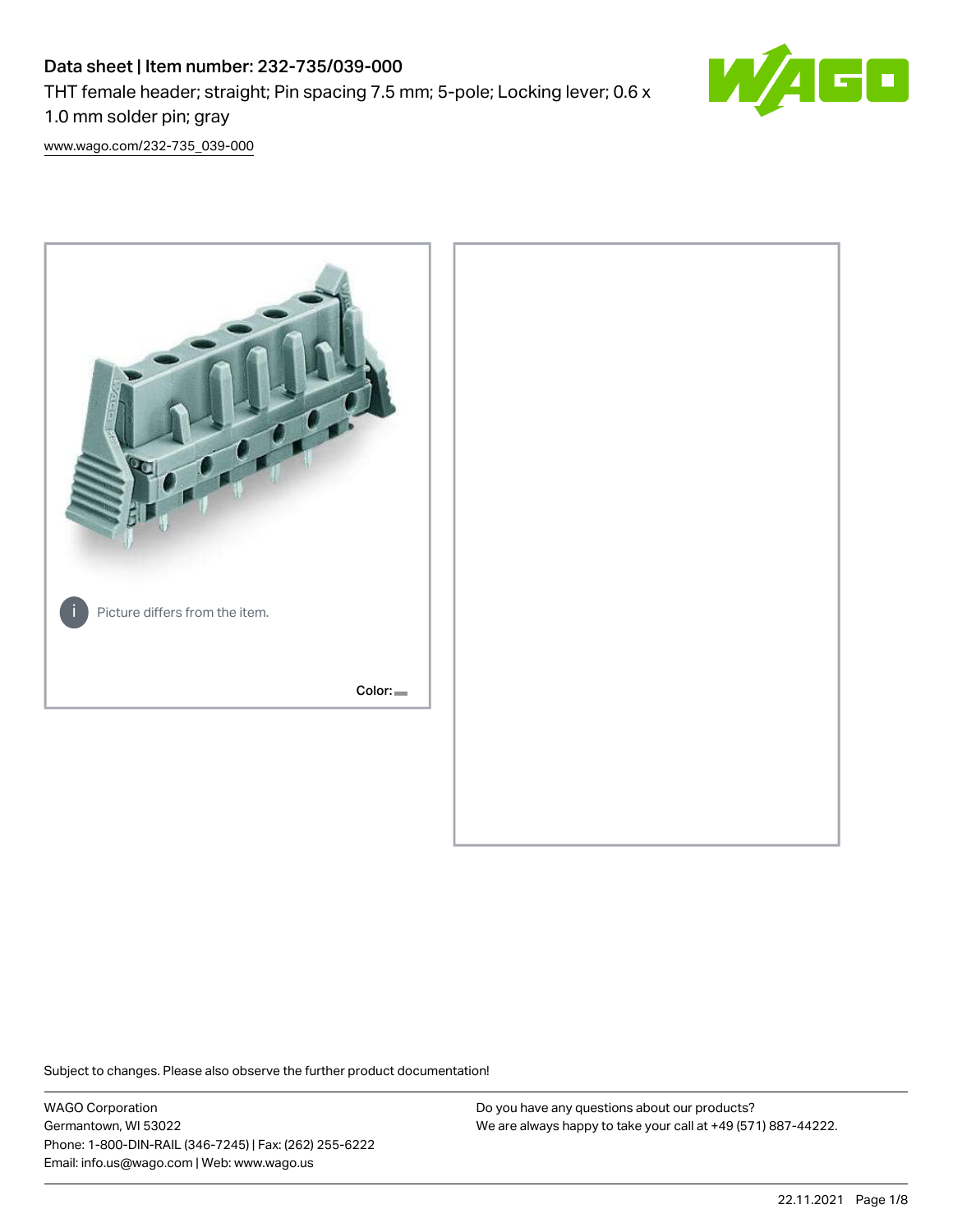# Data sheet | Item number: 232-735/039-000

THT female header; straight; Pin spacing 7.5 mm; 5-pole; Locking lever; 0.6 x 1.0 mm solder pin; gray

www.wago.com/232-735_039-000

Picture differs from the item.

Color:

Subject to changes. Please also observe the further product documentation!

WAGO Corporation
Germantown, WI 53022
Phone: 1-800-DIN-RAIL (346-7245) | Fax: (262) 255-6222
Email: info.us@wago.com | Web: www.wago.us

Do you have any questions about our products?
We are always happy to take your call at +49 (571) 887-44222.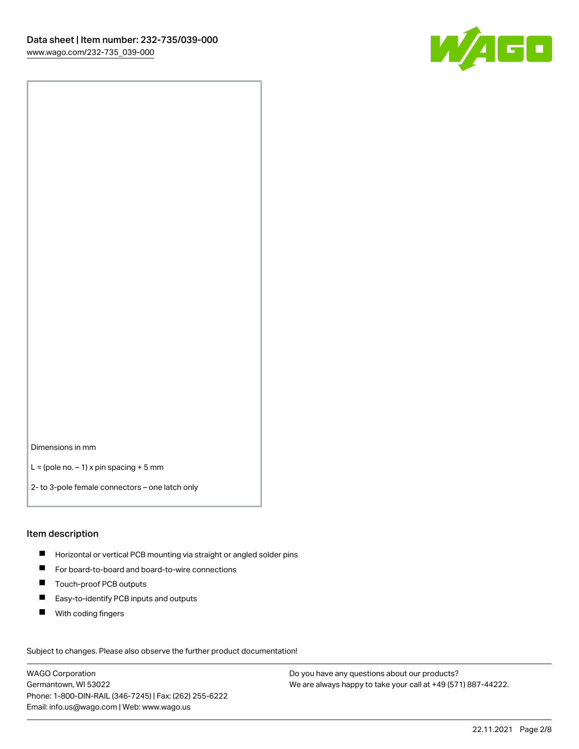Dimensions in mm

L = (pole no. – 1) x pin spacing + 5 mm

2- to 3-pole female connectors – one latch only

## Item description

- Horizontal or vertical PCB mounting via straight or angled solder pins
- For board-to-board and board-to-wire connections
- Touch-proof PCB outputs
- Easy-to-identify PCB inputs and outputs
- With coding fingers

Subject to changes. Please also observe the further product documentation!

WAGO Corporation
Germantown, WI 53022
Phone: 1-800-DIN-RAIL (346-7245) | Fax: (262) 255-6222
Email: info.us@wago.com | Web: www.wago.us

Do you have any questions about our products?
We are always happy to take your call at +49 (571) 887-44222.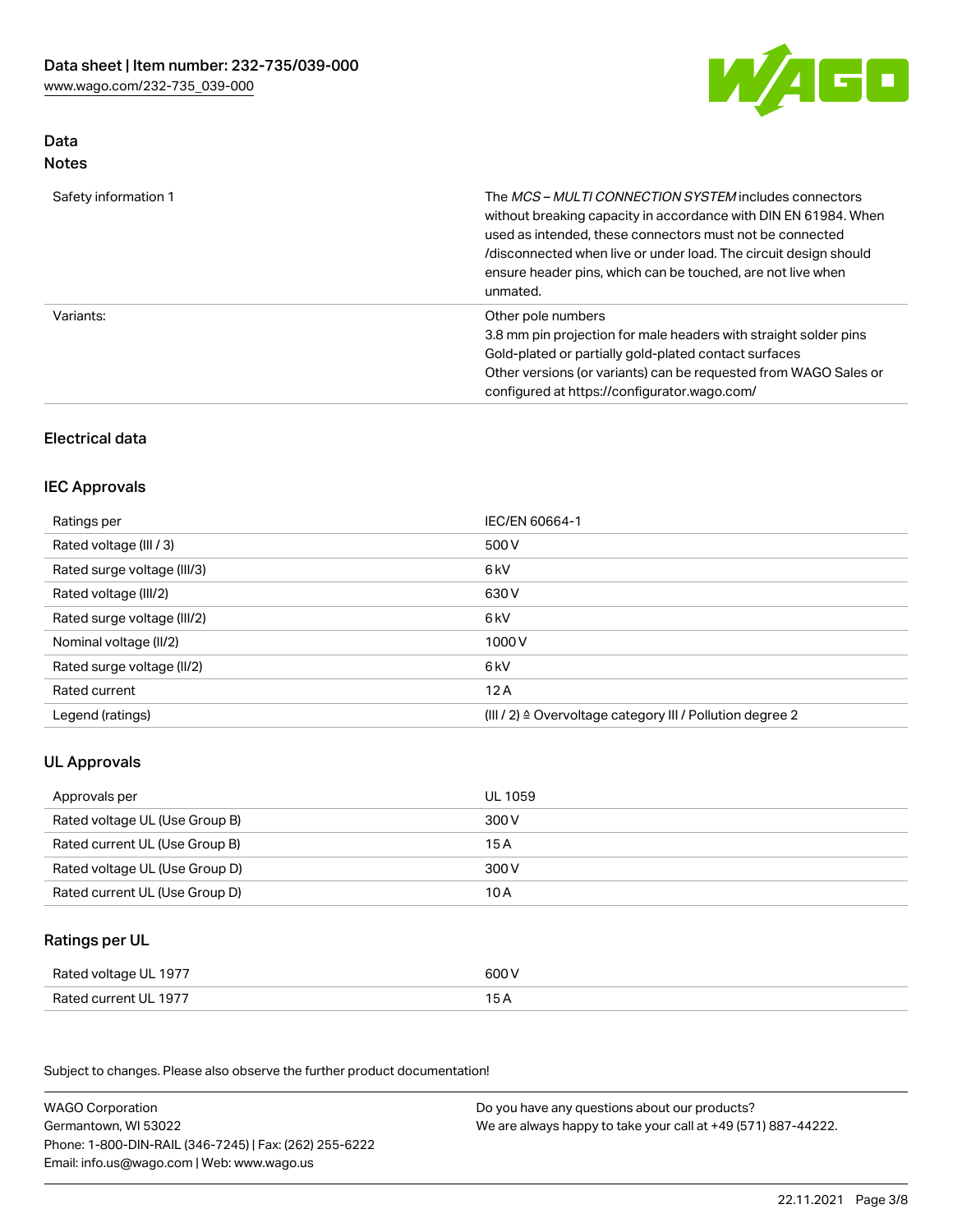## Data
### Notes

| | |
|---|---|
| Safety information 1 | The *MCS – MULTI CONNECTION SYSTEM* includes connectors without breaking capacity in accordance with DIN EN 61984. When used as intended, these connectors must not be connected /disconnected when live or under load. The circuit design should ensure header pins, which can be touched, are not live when unmated. |
| Variants: | Other pole numbers<br>3.8 mm pin projection for male headers with straight solder pins<br>Gold-plated or partially gold-plated contact surfaces<br>Other versions (or variants) can be requested from WAGO Sales or configured at https://configurator.wago.com/ |

## Electrical data

### IEC Approvals

| | |
|---|---|
| Ratings per | IEC/EN 60664-1 |
| Rated voltage (III / 3) | 500 V |
| Rated surge voltage (III/3) | 6 kV |
| Rated voltage (III/2) | 630 V |
| Rated surge voltage (III/2) | 6 kV |
| Nominal voltage (II/2) | 1000 V |
| Rated surge voltage (II/2) | 6 kV |
| Rated current | 12 A |
| Legend (ratings) | (III / 2) ≙ Overvoltage category III / Pollution degree 2 |

### UL Approvals

| | |
|---|---|
| Approvals per | UL 1059 |
| Rated voltage UL (Use Group B) | 300 V |
| Rated current UL (Use Group B) | 15 A |
| Rated voltage UL (Use Group D) | 300 V |
| Rated current UL (Use Group D) | 10 A |

### Ratings per UL

| | |
|---|---|
| Rated voltage UL 1977 | 600 V |
| Rated current UL 1977 | 15 A |

Subject to changes. Please also observe the further product documentation!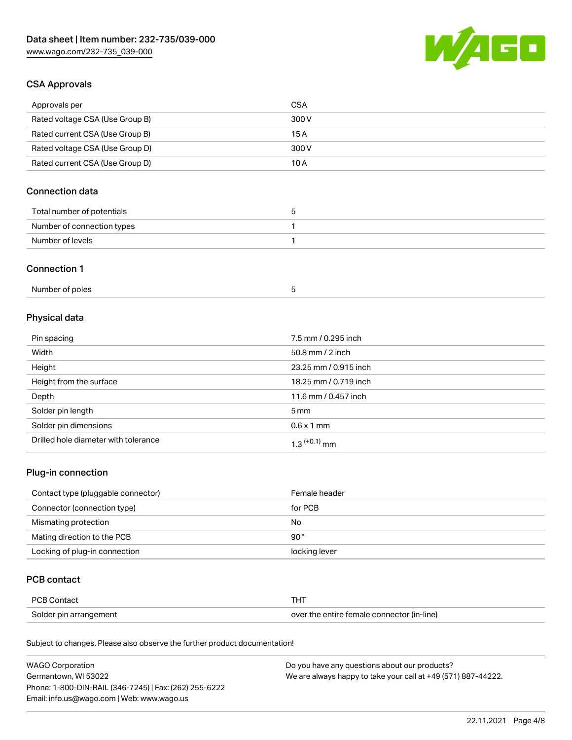## CSA Approvals

| Approvals per | CSA |
| --- | --- |
| Rated voltage CSA (Use Group B) | 300 V |
| Rated current CSA (Use Group B) | 15 A |
| Rated voltage CSA (Use Group D) | 300 V |
| Rated current CSA (Use Group D) | 10 A |

## Connection data

| Total number of potentials | 5 |
| --- | --- |
| Number of connection types | 1 |
| Number of levels | 1 |

## Connection 1

| Number of poles | 5 |
| --- | --- |

## Physical data

| Pin spacing | 7.5 mm / 0.295 inch |
| --- | --- |
| Width | 50.8 mm / 2 inch |
| Height | 23.25 mm / 0.915 inch |
| Height from the surface | 18.25 mm / 0.719 inch |
| Depth | 11.6 mm / 0.457 inch |
| Solder pin length | 5 mm |
| Solder pin dimensions | 0.6 x 1 mm |
| Drilled hole diameter with tolerance | $1.3^{(+0.1)}$ mm |

## Plug-in connection

| Contact type (pluggable connector) | Female header |
| --- | --- |
| Connector (connection type) | for PCB |
| Mismating protection | No |
| Mating direction to the PCB | 90 ° |
| Locking of plug-in connection | locking lever |

## PCB contact

| PCB Contact | THT |
| --- | --- |
| Solder pin arrangement | over the entire female connector (in-line) |

Subject to changes. Please also observe the further product documentation!

WAGO Corporation
Germantown, WI 53022
Phone: 1-800-DIN-RAIL (346-7245) | Fax: (262) 255-6222
Email: info.us@wago.com | Web: www.wago.us

Do you have any questions about our products?
We are always happy to take your call at +49 (571) 887-44222.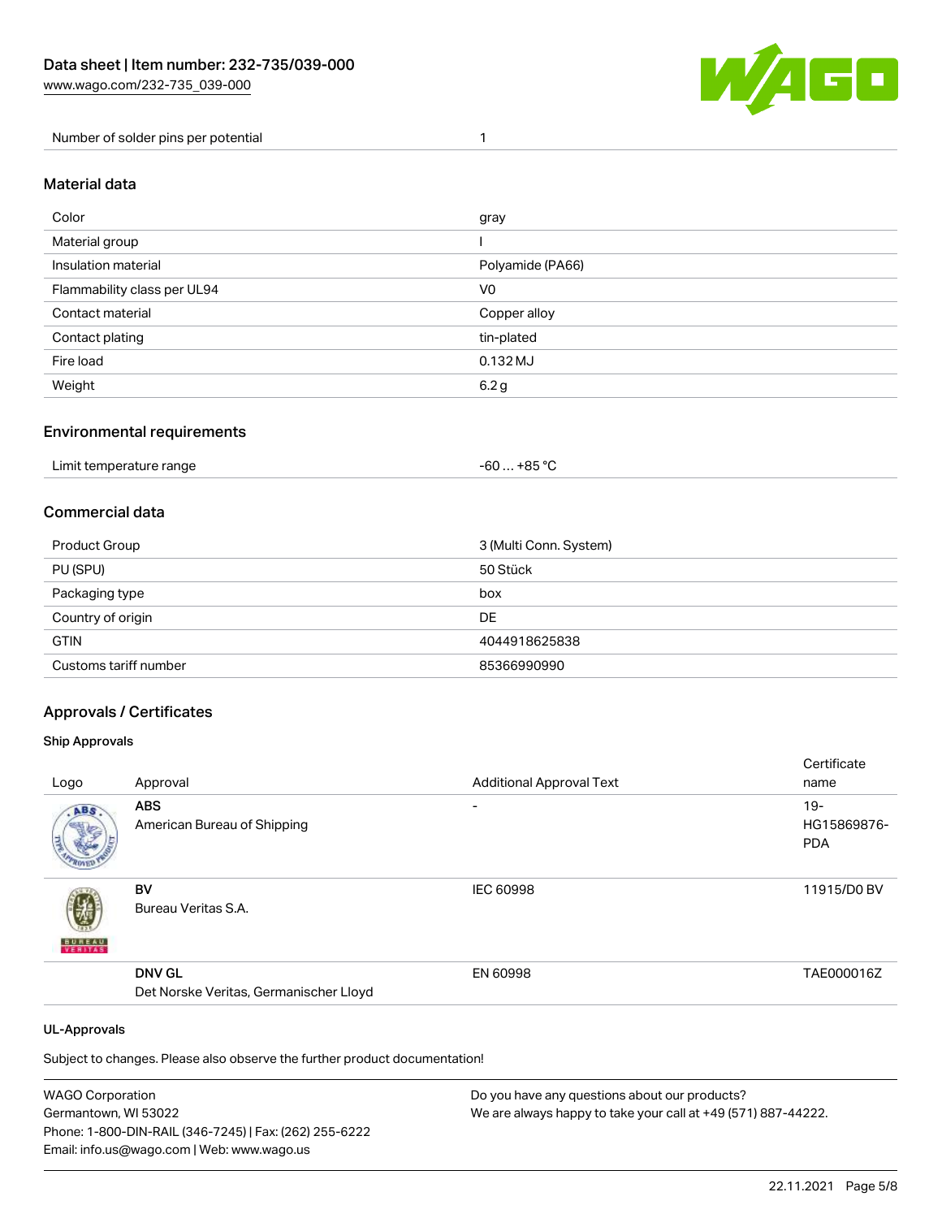| Number of solder pins per potential | 1 |
| --- | --- |

## Material data

| Color | gray |
| --- | --- |
| Material group | I |
| Insulation material | Polyamide (PA66) |
| Flammability class per UL94 | V0 |
| Contact material | Copper alloy |
| Contact plating | tin-plated |
| Fire load | 0.132 MJ |
| Weight | 6.2 g |

## Environmental requirements

| Limit temperature range | -60 … +85 °C |
| --- | --- |

## Commercial data

| Product Group | 3 (Multi Conn. System) |
| --- | --- |
| PU (SPU) | 50 Stück |
| Packaging type | box |
| Country of origin | DE |
| GTIN | 4044918625838 |
| Customs tariff number | 85366990990 |

## Approvals / Certificates

### Ship Approvals

| Logo | Approval | Additional Approval Text | Certificate name |
| --- | --- | --- | --- |
| | **ABS** American Bureau of Shipping | - | 19-HG15869876-PDA |
| | **BV** Bureau Veritas S.A. | IEC 60998 | 11915/D0 BV |
| | **DNV GL** Det Norske Veritas, Germanischer Lloyd | EN 60998 | TAE000016Z |

### UL-Approvals

Subject to changes. Please also observe the further product documentation!

WAGO Corporation
Germantown, WI 53022
Phone: 1-800-DIN-RAIL (346-7245) | Fax: (262) 255-6222
Email: info.us@wago.com | Web: www.wago.us

Do you have any questions about our products?
We are always happy to take your call at +49 (571) 887-44222.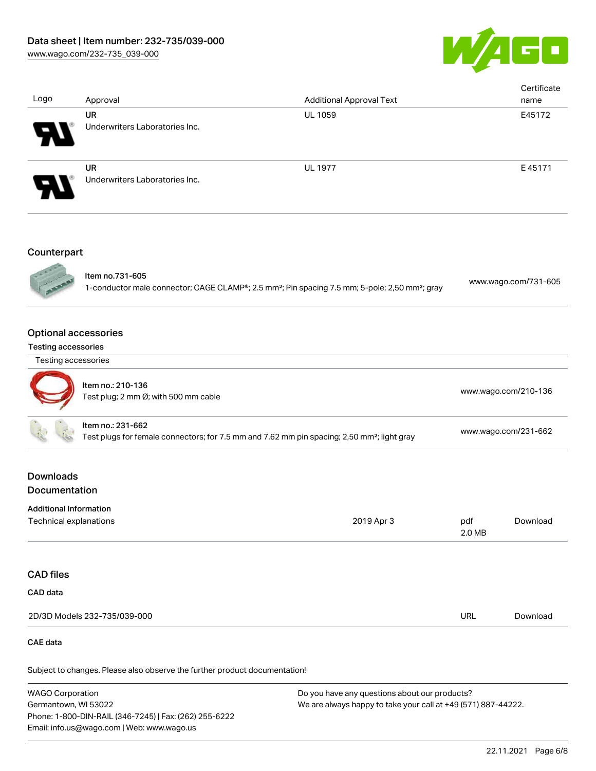| Logo | Approval | Additional Approval Text | Certificate name |
| --- | --- | --- | --- |
| | **UR**<br>Underwriters Laboratories Inc. | UL 1059 | E45172 |
| | **UR**<br>Underwriters Laboratories Inc. | UL 1977 | E 45171 |

## Counterpart

| | | |
| --- | --- | --- |
| | Item no.731-605<br>1-conductor male connector; CAGE CLAMP®; 2.5 mm²; Pin spacing 7.5 mm; 5-pole; 2,50 mm²; gray | www.wago.com/731-605 |

## Optional accessories

### Testing accessories

| Testing accessories | | |
| --- | --- | --- |
| | Item no.: 210-136<br>Test plug; 2 mm Ø; with 500 mm cable | www.wago.com/210-136 |
| | Item no.: 231-662<br>Test plugs for female connectors; for 7.5 mm and 7.62 mm pin spacing; 2,50 mm²; light gray | www.wago.com/231-662 |

## Downloads

### Documentation

**Additional Information**

| | | | |
| --- | --- | --- | --- |
| Technical explanations | 2019 Apr 3 | pdf<br>2.0 MB | Download |

## CAD files

**CAD data**

| | | |
| --- | --- | --- |
| 2D/3D Models 232-735/039-000 | URL | Download |

**CAE data**

Subject to changes. Please also observe the further product documentation!

WAGO Corporation
Germantown, WI 53022
Phone: 1-800-DIN-RAIL (346-7245) | Fax: (262) 255-6222
Email: info.us@wago.com | Web: www.wago.us

Do you have any questions about our products?
We are always happy to take your call at +49 (571) 887-44222.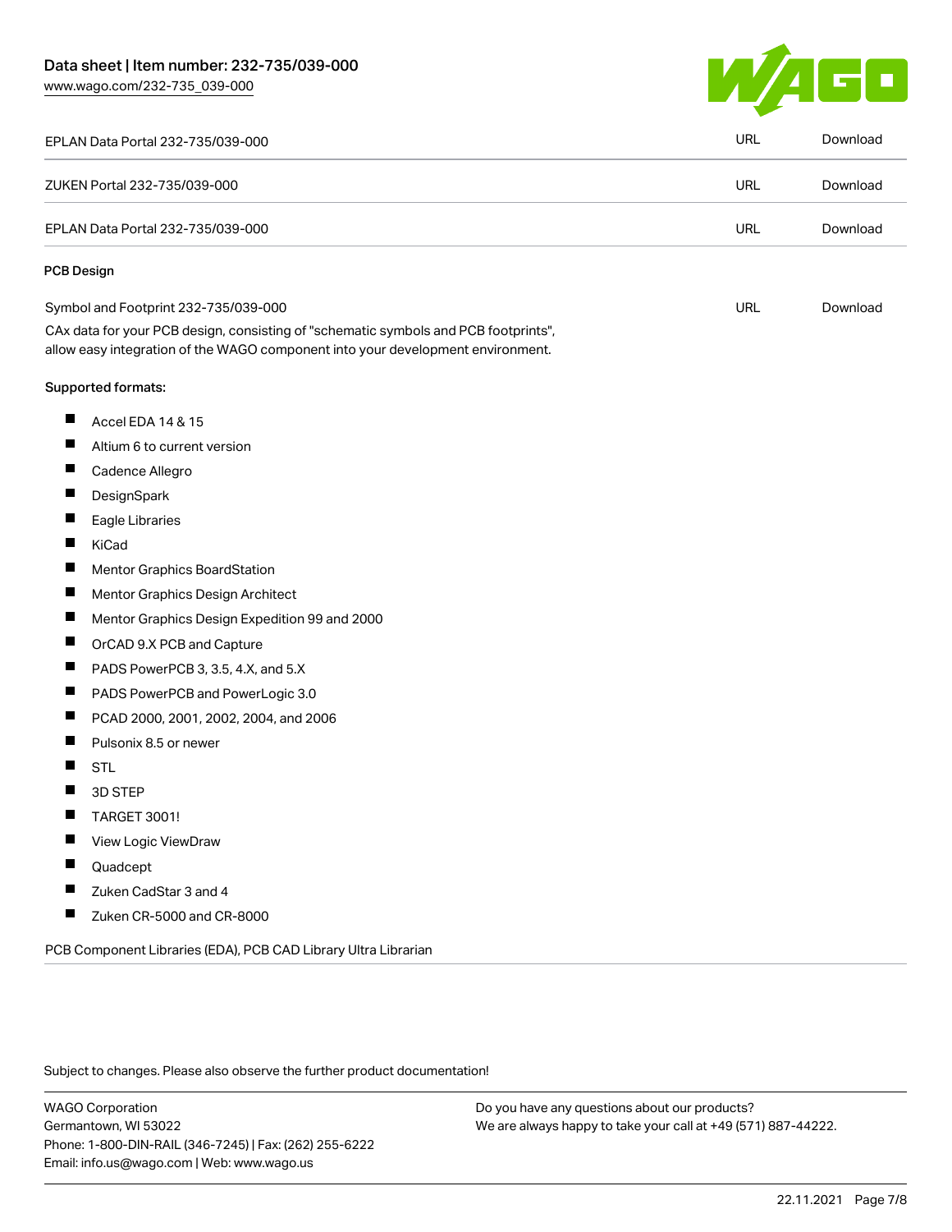| | | |
|---|---|---|
| EPLAN Data Portal 232-735/039-000 | URL | Download |
| ZUKEN Portal 232-735/039-000 | URL | Download |
| EPLAN Data Portal 232-735/039-000 | URL | Download |

**PCB Design**

| | | |
|---|---|---|
| Symbol and Footprint 232-735/039-000 | URL | Download |

CAx data for your PCB design, consisting of "schematic symbols and PCB footprints", allow easy integration of the WAGO component into your development environment.

Supported formats:

- Accel EDA 14 & 15
- Altium 6 to current version
- Cadence Allegro
- DesignSpark
- Eagle Libraries
- KiCad
- Mentor Graphics BoardStation
- Mentor Graphics Design Architect
- Mentor Graphics Design Expedition 99 and 2000
- OrCAD 9.X PCB and Capture
- PADS PowerPCB 3, 3.5, 4.X, and 5.X
- PADS PowerPCB and PowerLogic 3.0
- PCAD 2000, 2001, 2002, 2004, and 2006
- Pulsonix 8.5 or newer
- STL
- 3D STEP
- TARGET 3001!
- View Logic ViewDraw
- Quadcept
- Zuken CadStar 3 and 4
- Zuken CR-5000 and CR-8000

PCB Component Libraries (EDA), PCB CAD Library Ultra Librarian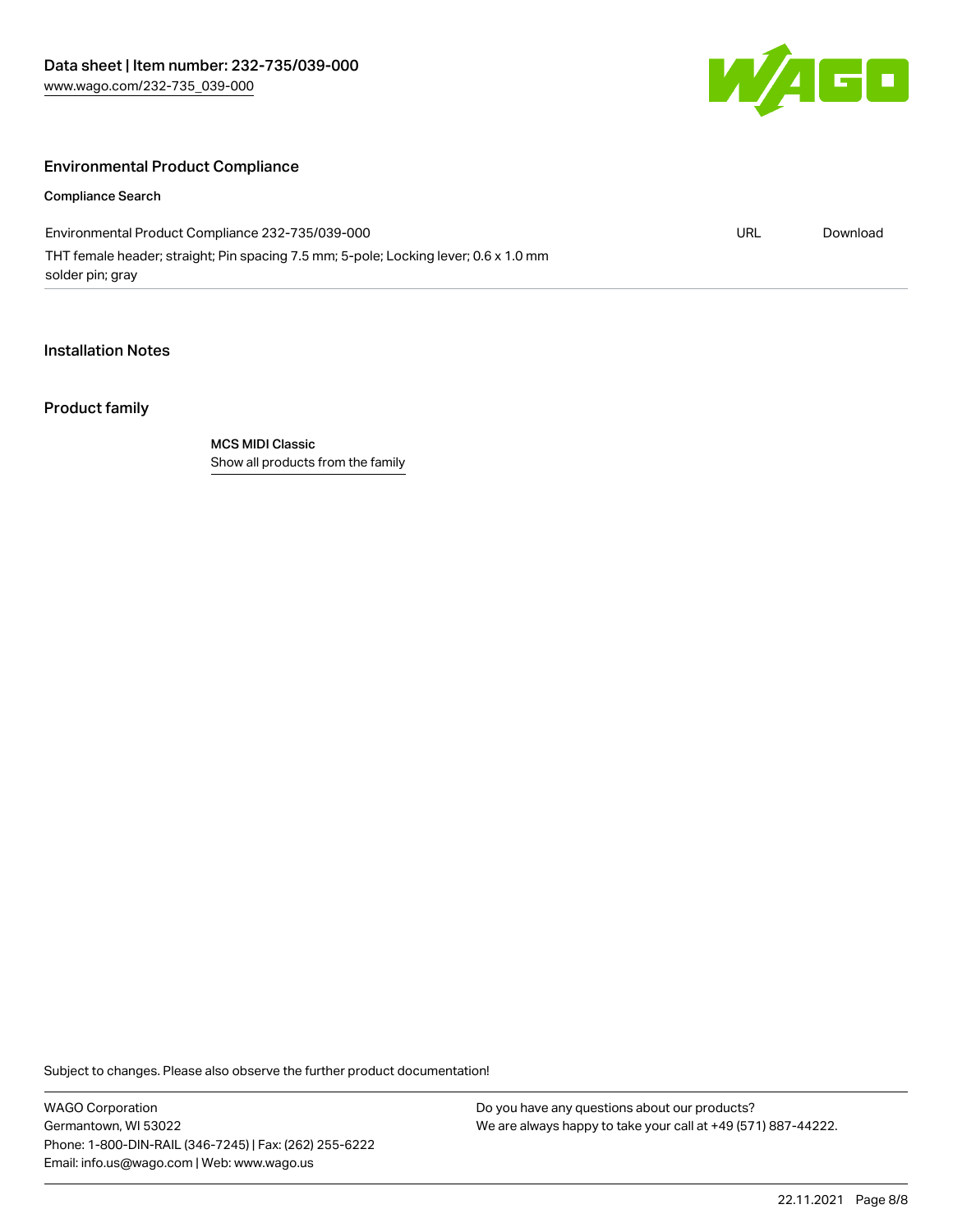## Environmental Product Compliance

### Compliance Search

| | | |
|---|---|---|
| Environmental Product Compliance 232-735/039-000<br>THT female header; straight; Pin spacing 7.5 mm; 5-pole; Locking lever; 0.6 x 1.0 mm solder pin; gray | URL | Download |

## Installation Notes

## Product family

**MCS MIDI Classic**
Show all products from the family

Subject to changes. Please also observe the further product documentation!

WAGO Corporation
Germantown, WI 53022
Phone: 1-800-DIN-RAIL (346-7245) | Fax: (262) 255-6222
Email: info.us@wago.com | Web: www.wago.us

Do you have any questions about our products?
We are always happy to take your call at +49 (571) 887-44222.